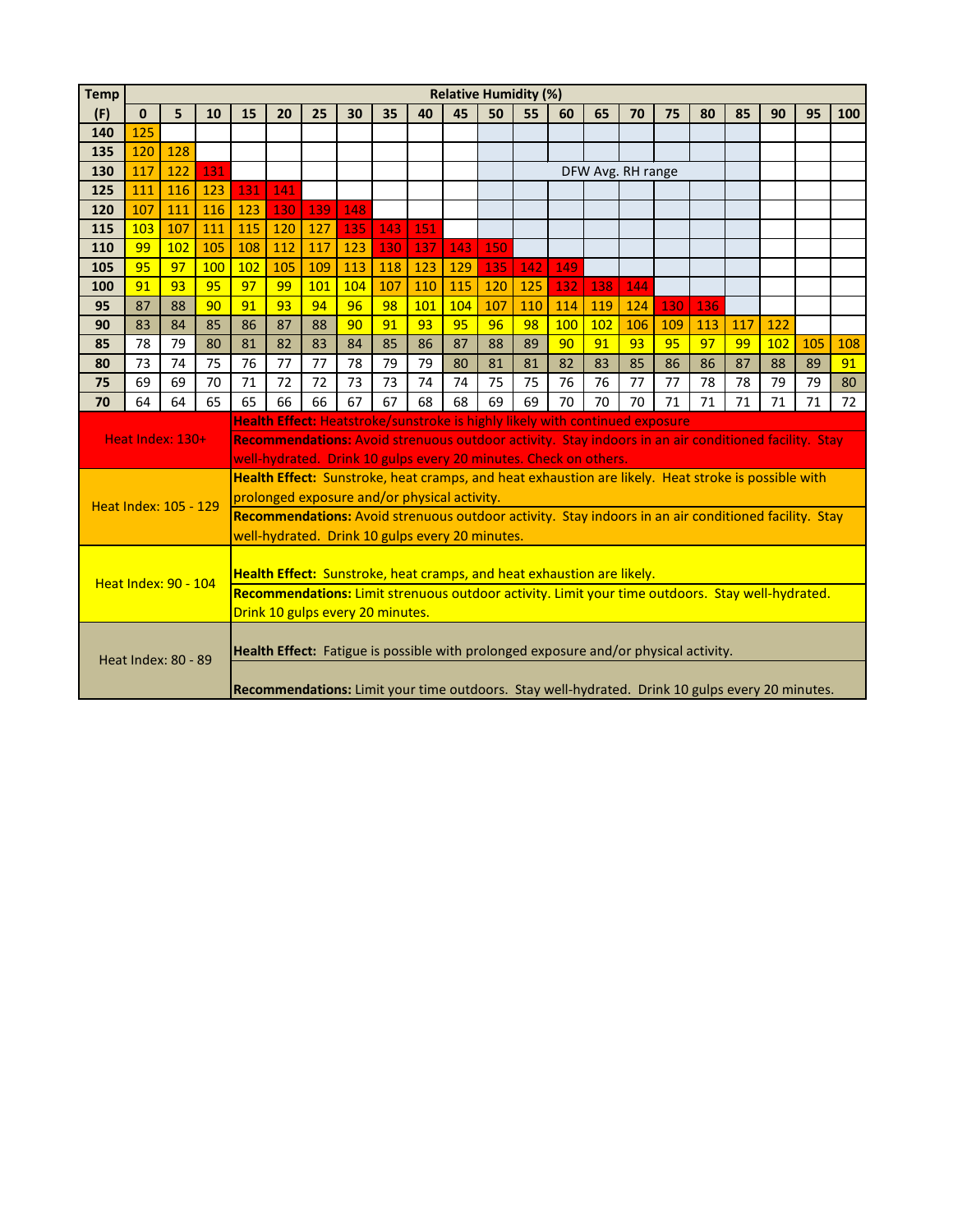| Temp (F) | Relative Humidity (%) | | | | | | | | | | | | | | | | | | | | |
|---|---|---|---|---|---|---|---|---|---|---|---|---|---|---|---|---|---|---|---|---|---|
| | 0 | 5 | 10 | 15 | 20 | 25 | 30 | 35 | 40 | 45 | 50 | 55 | 60 | 65 | 70 | 75 | 80 | 85 | 90 | 95 | 100 |
| 140 | 125 | | | | | | | | | | | | | | | | | | | | |
| 135 | 120 | 128 | | | | | | | | | | | | | | | | | | | |
| 130 | 117 | 122 | 131 | | | | | | | | | | DFW Avg. RH range | | | | | | | | |
| 125 | 111 | 116 | 123 | 131 | 141 | | | | | | | | | | | | | | | | |
| 120 | 107 | 111 | 116 | 123 | 130 | 139 | 148 | | | | | | | | | | | | | | |
| 115 | 103 | 107 | 111 | 115 | 120 | 127 | 135 | 143 | 151 | | | | | | | | | | | | |
| 110 | 99 | 102 | 105 | 108 | 112 | 117 | 123 | 130 | 137 | 143 | 150 | | | | | | | | | | |
| 105 | 95 | 97 | 100 | 102 | 105 | 109 | 113 | 118 | 123 | 129 | 135 | 142 | 149 | | | | | | | | |
| 100 | 91 | 93 | 95 | 97 | 99 | 101 | 104 | 107 | 110 | 115 | 120 | 125 | 132 | 138 | 144 | | | | | | |
| 95 | 87 | 88 | 90 | 91 | 93 | 94 | 96 | 98 | 101 | 104 | 107 | 110 | 114 | 119 | 124 | 130 | 136 | | | | |
| 90 | 83 | 84 | 85 | 86 | 87 | 88 | 90 | 91 | 93 | 95 | 96 | 98 | 100 | 102 | 106 | 109 | 113 | 117 | 122 | | |
| 85 | 78 | 79 | 80 | 81 | 82 | 83 | 84 | 85 | 86 | 87 | 88 | 89 | 90 | 91 | 93 | 95 | 97 | 99 | 102 | 105 | 108 |
| 80 | 73 | 74 | 75 | 76 | 77 | 77 | 78 | 79 | 79 | 80 | 81 | 81 | 82 | 83 | 85 | 86 | 86 | 87 | 88 | 89 | 91 |
| 75 | 69 | 69 | 70 | 71 | 72 | 72 | 73 | 73 | 74 | 74 | 75 | 75 | 76 | 76 | 77 | 77 | 78 | 78 | 79 | 79 | 80 |
| 70 | 64 | 64 | 65 | 65 | 66 | 66 | 67 | 67 | 68 | 68 | 69 | 69 | 70 | 70 | 70 | 71 | 71 | 71 | 71 | 71 | 72 |

| Heat Index | Health Effect / Recommendations |
|---|---|
| Heat Index: 130+ | **Health Effect:** Heatstroke/sunstroke is highly likely with continued exposure<br>**Recommendations:** Avoid strenuous outdoor activity. Stay indoors in an air conditioned facility. Stay well-hydrated. Drink 10 gulps every 20 minutes. Check on others. |
| Heat Index: 105 - 129 | **Health Effect:** Sunstroke, heat cramps, and heat exhaustion are likely. Heat stroke is possible with prolonged exposure and/or physical activity.<br>**Recommendations:** Avoid strenuous outdoor activity. Stay indoors in an air conditioned facility. Stay well-hydrated. Drink 10 gulps every 20 minutes. |
| Heat Index: 90 - 104 | **Health Effect:** Sunstroke, heat cramps, and heat exhaustion are likely.<br>**Recommendations:** Limit strenuous outdoor activity. Limit your time outdoors. Stay well-hydrated. Drink 10 gulps every 20 minutes. |
| Heat Index: 80 - 89 | **Health Effect:** Fatigue is possible with prolonged exposure and/or physical activity.<br>**Recommendations:** Limit your time outdoors. Stay well-hydrated. Drink 10 gulps every 20 minutes. |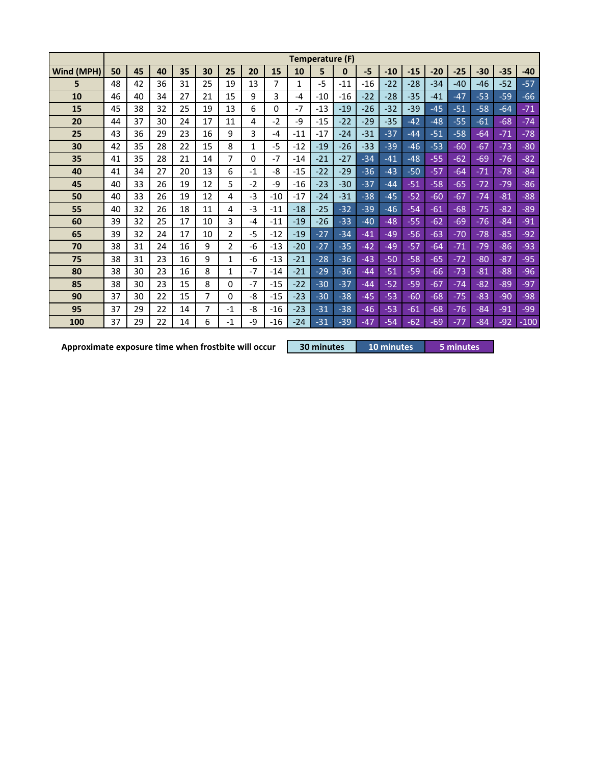| | Temperature (F) | | | | | | | | | | | | | | | | | |
|---|---|---|---|---|---|---|---|---|---|---|---|---|---|---|---|---|---|---|
| **Wind (MPH)** | **50** | **45** | **40** | **35** | **30** | **25** | **20** | **15** | **10** | **5** | **0** | **-5** | **-10** | **-15** | **-20** | **-25** | **-30** | **-35** | **-40** |
| **5** | 48 | 42 | 36 | 31 | 25 | 19 | 13 | 7 | 1 | -5 | -11 | -16 | -22 | -28 | -34 | -40 | -46 | -52 | -57 |
| **10** | 46 | 40 | 34 | 27 | 21 | 15 | 9 | 3 | -4 | -10 | -16 | -22 | -28 | -35 | -41 | -47 | -53 | -59 | -66 |
| **15** | 45 | 38 | 32 | 25 | 19 | 13 | 6 | 0 | -7 | -13 | -19 | -26 | -32 | -39 | -45 | -51 | -58 | -64 | -71 |
| **20** | 44 | 37 | 30 | 24 | 17 | 11 | 4 | -2 | -9 | -15 | -22 | -29 | -35 | -42 | -48 | -55 | -61 | -68 | -74 |
| **25** | 43 | 36 | 29 | 23 | 16 | 9 | 3 | -4 | -11 | -17 | -24 | -31 | -37 | -44 | -51 | -58 | -64 | -71 | -78 |
| **30** | 42 | 35 | 28 | 22 | 15 | 8 | 1 | -5 | -12 | -19 | -26 | -33 | -39 | -46 | -53 | -60 | -67 | -73 | -80 |
| **35** | 41 | 35 | 28 | 21 | 14 | 7 | 0 | -7 | -14 | -21 | -27 | -34 | -41 | -48 | -55 | -62 | -69 | -76 | -82 |
| **40** | 41 | 34 | 27 | 20 | 13 | 6 | -1 | -8 | -15 | -22 | -29 | -36 | -43 | -50 | -57 | -64 | -71 | -78 | -84 |
| **45** | 40 | 33 | 26 | 19 | 12 | 5 | -2 | -9 | -16 | -23 | -30 | -37 | -44 | -51 | -58 | -65 | -72 | -79 | -86 |
| **50** | 40 | 33 | 26 | 19 | 12 | 4 | -3 | -10 | -17 | -24 | -31 | -38 | -45 | -52 | -60 | -67 | -74 | -81 | -88 |
| **55** | 40 | 32 | 26 | 18 | 11 | 4 | -3 | -11 | -18 | -25 | -32 | -39 | -46 | -54 | -61 | -68 | -75 | -82 | -89 |
| **60** | 39 | 32 | 25 | 17 | 10 | 3 | -4 | -11 | -19 | -26 | -33 | -40 | -48 | -55 | -62 | -69 | -76 | -84 | -91 |
| **65** | 39 | 32 | 24 | 17 | 10 | 2 | -5 | -12 | -19 | -27 | -34 | -41 | -49 | -56 | -63 | -70 | -78 | -85 | -92 |
| **70** | 38 | 31 | 24 | 16 | 9 | 2 | -6 | -13 | -20 | -27 | -35 | -42 | -49 | -57 | -64 | -71 | -79 | -86 | -93 |
| **75** | 38 | 31 | 23 | 16 | 9 | 1 | -6 | -13 | -21 | -28 | -36 | -43 | -50 | -58 | -65 | -72 | -80 | -87 | -95 |
| **80** | 38 | 30 | 23 | 16 | 8 | 1 | -7 | -14 | -21 | -29 | -36 | -44 | -51 | -59 | -66 | -73 | -81 | -88 | -96 |
| **85** | 38 | 30 | 23 | 15 | 8 | 0 | -7 | -15 | -22 | -30 | -37 | -44 | -52 | -59 | -67 | -74 | -82 | -89 | -97 |
| **90** | 37 | 30 | 22 | 15 | 7 | 0 | -8 | -15 | -23 | -30 | -38 | -45 | -53 | -60 | -68 | -75 | -83 | -90 | -98 |
| **95** | 37 | 29 | 22 | 14 | 7 | -1 | -8 | -16 | -23 | -31 | -38 | -46 | -53 | -61 | -68 | -76 | -84 | -91 | -99 |
| **100** | 37 | 29 | 22 | 14 | 6 | -1 | -9 | -16 | -24 | -31 | -39 | -47 | -54 | -62 | -69 | -77 | -84 | -92 | -100 |

**Approximate exposure time when frostbite will occur**

| 30 minutes | 10 minutes | 5 minutes |
|---|---|---|